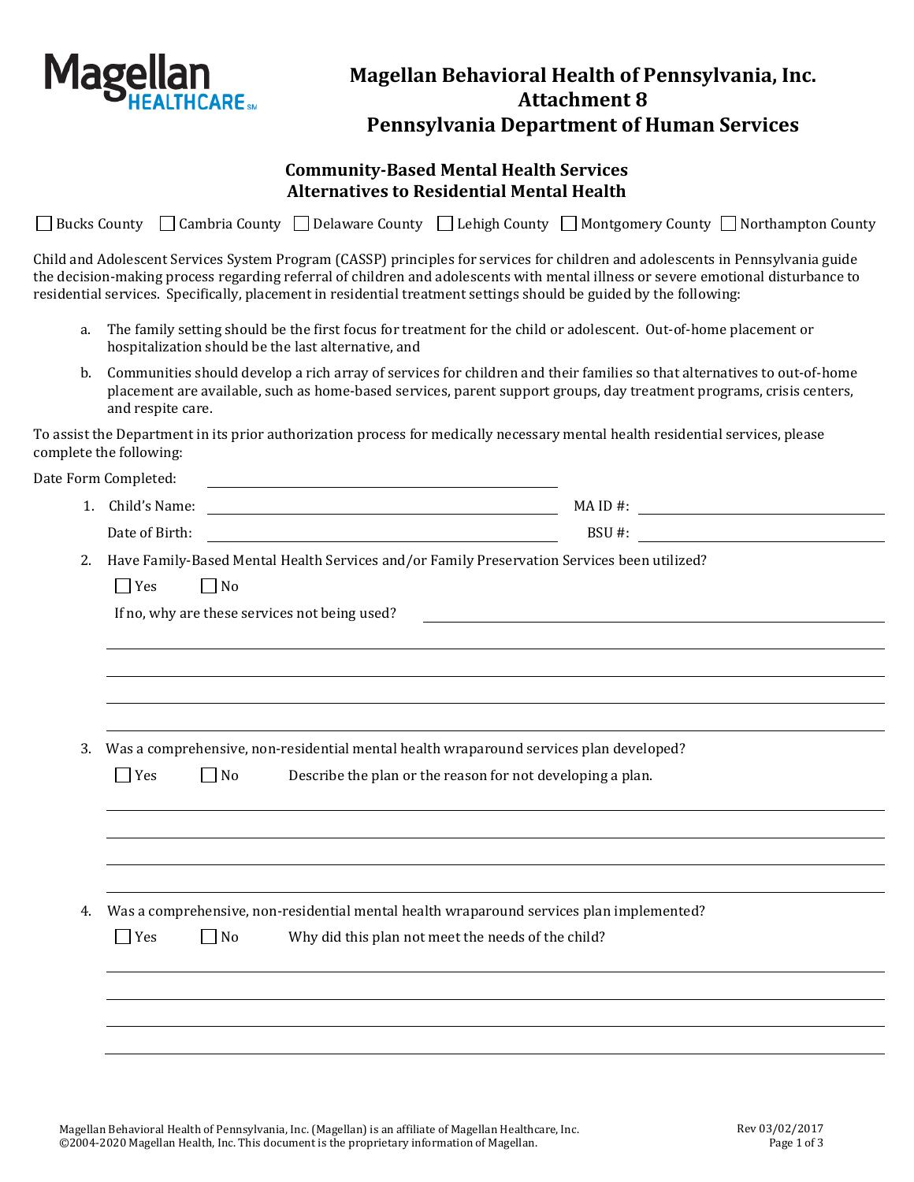Magellan HEALTHCARE

# Magellan Behavioral Health of Pennsylvania, Inc.
# Attachment 8
# Pennsylvania Department of Human Services

## Community-Based Mental Health Services
## Alternatives to Residential Mental Health

☐ Bucks County ☐ Cambria County ☐ Delaware County ☐ Lehigh County ☐ Montgomery County ☐ Northampton County

Child and Adolescent Services System Program (CASSP) principles for services for children and adolescents in Pennsylvania guide the decision-making process regarding referral of children and adolescents with mental illness or severe emotional disturbance to residential services. Specifically, placement in residential treatment settings should be guided by the following:

a. The family setting should be the first focus for treatment for the child or adolescent. Out-of-home placement or hospitalization should be the last alternative, and

b. Communities should develop a rich array of services for children and their families so that alternatives to out-of-home placement are available, such as home-based services, parent support groups, day treatment programs, crisis centers, and respite care.

To assist the Department in its prior authorization process for medically necessary mental health residential services, please complete the following:

Date Form Completed: ______________________________

1. Child's Name: ______________________________ MA ID #: ____________________

   Date of Birth: ______________________________ BSU #: ____________________

2. Have Family-Based Mental Health Services and/or Family Preservation Services been utilized?

   ☐ Yes ☐ No

   If no, why are these services not being used? ______________________________

   ______________________________________________________________________

   ______________________________________________________________________

   ______________________________________________________________________

   ______________________________________________________________________

3. Was a comprehensive, non-residential mental health wraparound services plan developed?

   ☐ Yes ☐ No Describe the plan or the reason for not developing a plan.

   ______________________________________________________________________

   ______________________________________________________________________

   ______________________________________________________________________

   ______________________________________________________________________

4. Was a comprehensive, non-residential mental health wraparound services plan implemented?

   ☐ Yes ☐ No Why did this plan not meet the needs of the child?

   ______________________________________________________________________

   ______________________________________________________________________

   ______________________________________________________________________

   ______________________________________________________________________

Magellan Behavioral Health of Pennsylvania, Inc. (Magellan) is an affiliate of Magellan Healthcare, Inc.
©2004-2020 Magellan Health, Inc. This document is the proprietary information of Magellan.

Rev 03/02/2017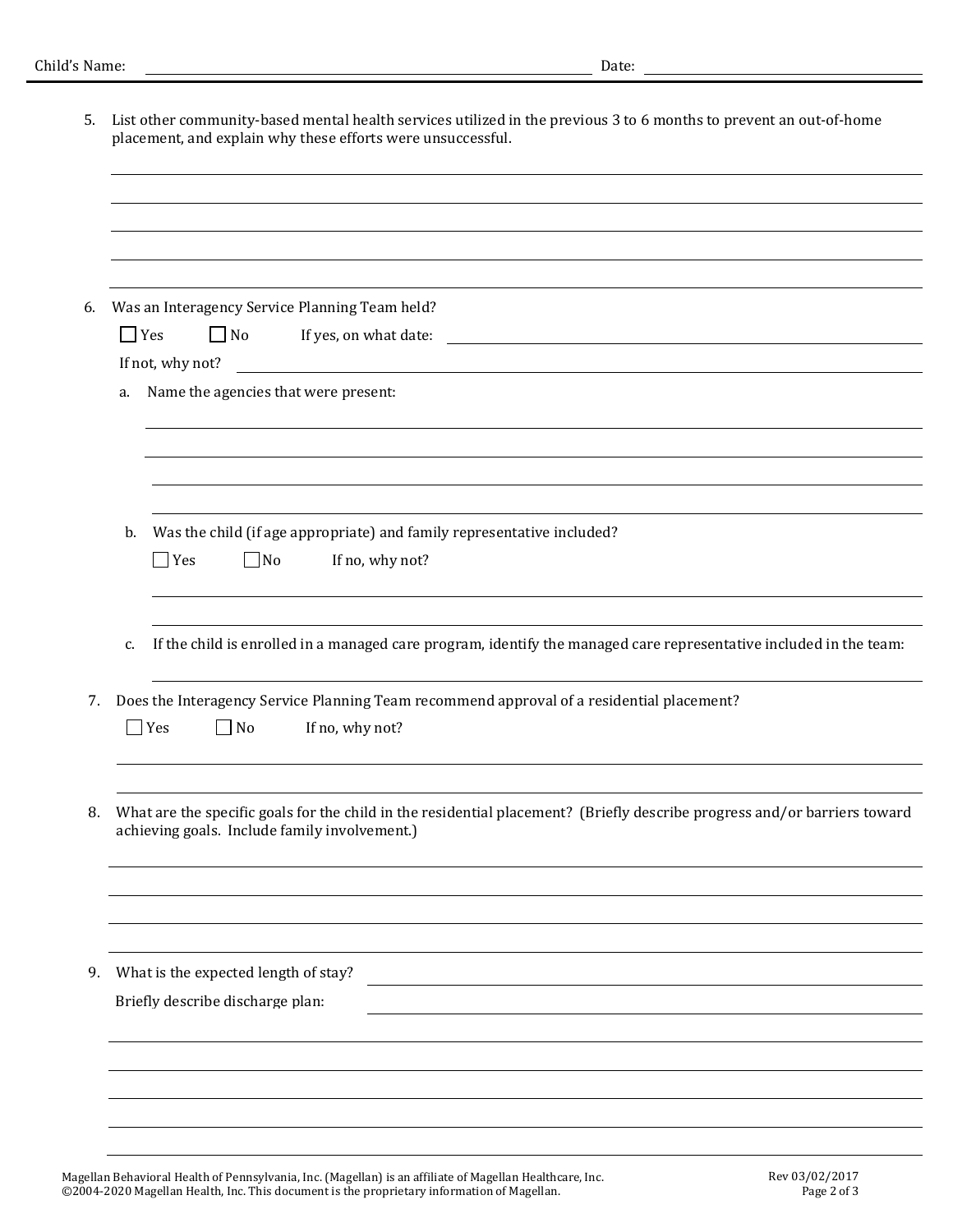Child's Name: ______________________________ Date: ______________

5. List other community-based mental health services utilized in the previous 3 to 6 months to prevent an out-of-home placement, and explain why these efforts were unsuccessful.

_______________________________________________

_______________________________________________

_______________________________________________

_______________________________________________

6. Was an Interagency Service Planning Team held?

   ☐ Yes ☐ No If yes, on what date: ______________

   If not, why not? ______________

   a. Name the agencies that were present:

   _______________________________________________

   _______________________________________________

   _______________________________________________

   _______________________________________________

   b. Was the child (if age appropriate) and family representative included?

   ☐ Yes ☐ No If no, why not?

   _______________________________________________

   _______________________________________________

   c. If the child is enrolled in a managed care program, identify the managed care representative included in the team:

   _______________________________________________

7. Does the Interagency Service Planning Team recommend approval of a residential placement?

   ☐ Yes ☐ No If no, why not?

   _______________________________________________

   _______________________________________________

8. What are the specific goals for the child in the residential placement? (Briefly describe progress and/or barriers toward achieving goals. Include family involvement.)

_______________________________________________

_______________________________________________

_______________________________________________

_______________________________________________

9. What is the expected length of stay? ______________

   Briefly describe discharge plan: ______________

_______________________________________________

_______________________________________________

_______________________________________________

_______________________________________________

_______________________________________________

Magellan Behavioral Health of Pennsylvania, Inc. (Magellan) is an affiliate of Magellan Healthcare, Inc.
©2004-2020 Magellan Health, Inc. This document is the proprietary information of Magellan.

Rev 03/02/2017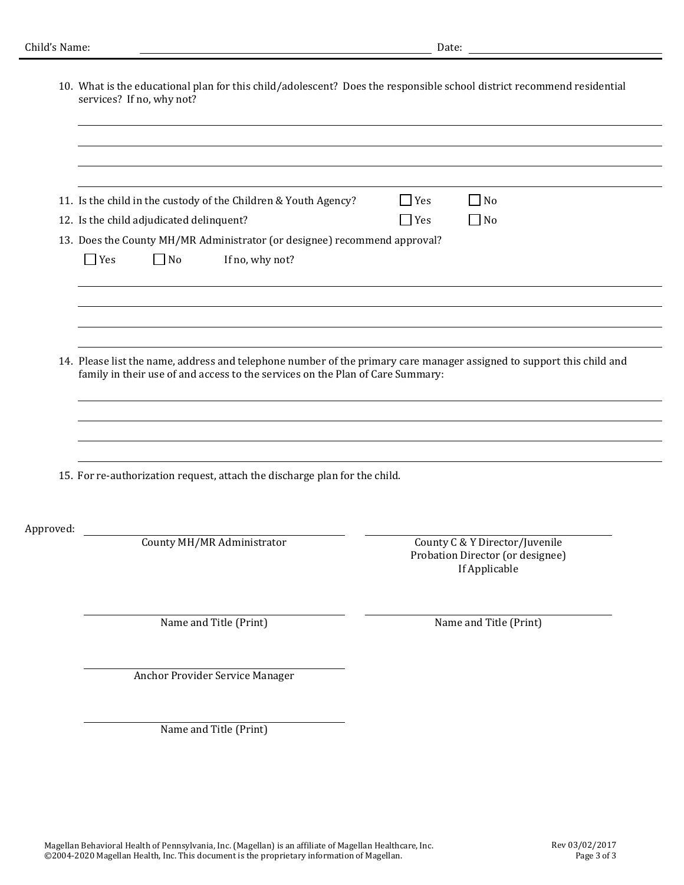Child's Name: ____________________ Date: ____________________

10. What is the educational plan for this child/adolescent? Does the responsible school district recommend residential services? If no, why not?

____________________

____________________

____________________

____________________

11. Is the child in the custody of the Children & Youth Agency? ☐ Yes ☐ No

12. Is the child adjudicated delinquent? ☐ Yes ☐ No

13. Does the County MH/MR Administrator (or designee) recommend approval?

    ☐ Yes ☐ No If no, why not?

____________________

____________________

____________________

____________________

14. Please list the name, address and telephone number of the primary care manager assigned to support this child and family in their use of and access to the services on the Plan of Care Summary:

____________________

____________________

____________________

____________________

15. For re-authorization request, attach the discharge plan for the child.

Approved: ____________________ ____________________

County MH/MR Administrator

County C & Y Director/Juvenile Probation Director (or designee) If Applicable

____________________ ____________________

Name and Title (Print)

Name and Title (Print)

____________________

Anchor Provider Service Manager

____________________

Name and Title (Print)

Magellan Behavioral Health of Pennsylvania, Inc. (Magellan) is an affiliate of Magellan Healthcare, Inc.
©2004-2020 Magellan Health, Inc. This document is the proprietary information of Magellan.

Rev 03/02/2017